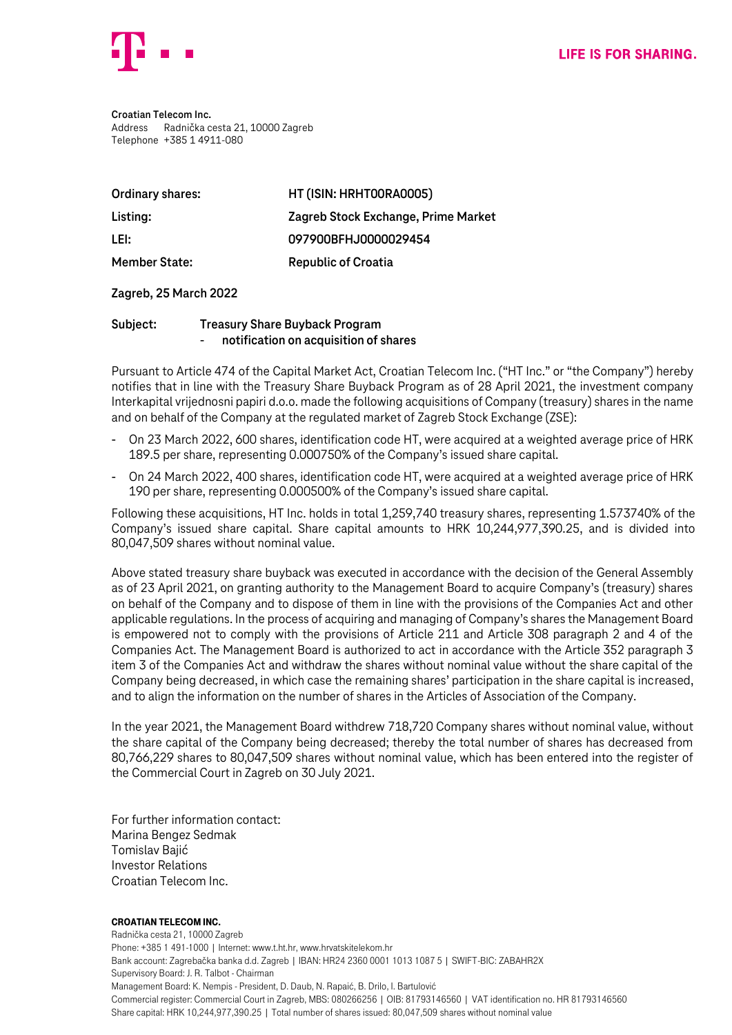**Croatian Telecom Inc.**
Address Radnička cesta 21, 10000 Zagreb
Telephone +385 1 4911-080

| | |
|---|---|
| **Ordinary shares:** | **HT (ISIN: HRHT00RA0005)** |
| **Listing:** | **Zagreb Stock Exchange, Prime Market** |
| **LEI:** | **097900BFHJ0000029454** |
| **Member State:** | **Republic of Croatia** |

**Zagreb, 25 March 2022**

**Subject: Treasury Share Buyback Program**
**- notification on acquisition of shares**

Pursuant to Article 474 of the Capital Market Act, Croatian Telecom Inc. ("HT Inc." or "the Company") hereby notifies that in line with the Treasury Share Buyback Program as of 28 April 2021, the investment company Interkapital vrijednosni papiri d.o.o. made the following acquisitions of Company (treasury) shares in the name and on behalf of the Company at the regulated market of Zagreb Stock Exchange (ZSE):

- On 23 March 2022, 600 shares, identification code HT, were acquired at a weighted average price of HRK 189.5 per share, representing 0.000750% of the Company's issued share capital.
- On 24 March 2022, 400 shares, identification code HT, were acquired at a weighted average price of HRK 190 per share, representing 0.000500% of the Company's issued share capital.

Following these acquisitions, HT Inc. holds in total 1,259,740 treasury shares, representing 1.573740% of the Company's issued share capital. Share capital amounts to HRK 10,244,977,390.25, and is divided into 80,047,509 shares without nominal value.

Above stated treasury share buyback was executed in accordance with the decision of the General Assembly as of 23 April 2021, on granting authority to the Management Board to acquire Company's (treasury) shares on behalf of the Company and to dispose of them in line with the provisions of the Companies Act and other applicable regulations. In the process of acquiring and managing of Company's shares the Management Board is empowered not to comply with the provisions of Article 211 and Article 308 paragraph 2 and 4 of the Companies Act. The Management Board is authorized to act in accordance with the Article 352 paragraph 3 item 3 of the Companies Act and withdraw the shares without nominal value without the share capital of the Company being decreased, in which case the remaining shares' participation in the share capital is increased, and to align the information on the number of shares in the Articles of Association of the Company.

In the year 2021, the Management Board withdrew 718,720 Company shares without nominal value, without the share capital of the Company being decreased; thereby the total number of shares has decreased from 80,766,229 shares to 80,047,509 shares without nominal value, which has been entered into the register of the Commercial Court in Zagreb on 30 July 2021.

For further information contact:
Marina Bengez Sedmak
Tomislav Bajić
Investor Relations
Croatian Telecom Inc.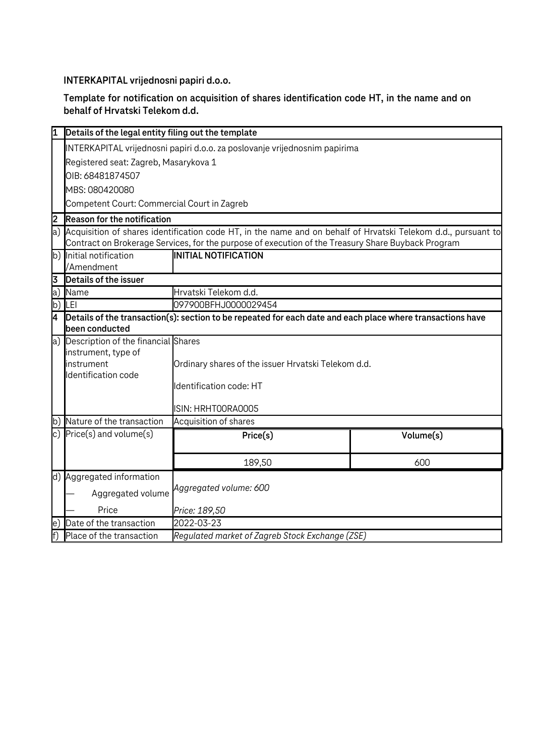**INTERKAPITAL vrijednosni papiri d.o.o.**

**Template for notification on acquisition of shares identification code HT, in the name and on behalf of Hrvatski Telekom d.d.**

| | | | |
|---|---|---|---|
| **1** | **Details of the legal entity filing out the template** | | |
| | INTERKAPITAL vrijednosni papiri d.o.o. za poslovanje vrijednosnim papirima<br>Registered seat: Zagreb, Masarykova 1<br>OIB: 68481874507<br>MBS: 080420080<br>Competent Court: Commercial Court in Zagreb | | |
| **2** | **Reason for the notification** | | |
| a) | Acquisition of shares identification code HT, in the name and on behalf of Hrvatski Telekom d.d., pursuant to Contract on Brokerage Services, for the purpose of execution of the Treasury Share Buyback Program | | |
| b) | Initial notification /Amendment | **INITIAL NOTIFICATION** | |
| **3** | **Details of the issuer** | | |
| a) | Name | Hrvatski Telekom d.d. | |
| b) | LEI | 097900BFHJ0000029454 | |
| **4** | **Details of the transaction(s): section to be repeated for each date and each place where transactions have been conducted** | | |
| a) | Description of the financial instrument, type of instrument Identification code | Shares<br>Ordinary shares of the issuer Hrvatski Telekom d.d.<br>Identification code: HT<br>ISIN: HRHT00RA0005 | |
| b) | Nature of the transaction | Acquisition of shares | |
| c) | Price(s) and volume(s) | **Price(s)** | **Volume(s)** |
| | | 189,50 | 600 |
| d) | Aggregated information<br>— Aggregated volume<br>— Price | *Aggregated volume: 600*<br>*Price: 189,50* | |
| e) | Date of the transaction | 2022-03-23 | |
| f) | Place of the transaction | *Regulated market of Zagreb Stock Exchange (ZSE)* | |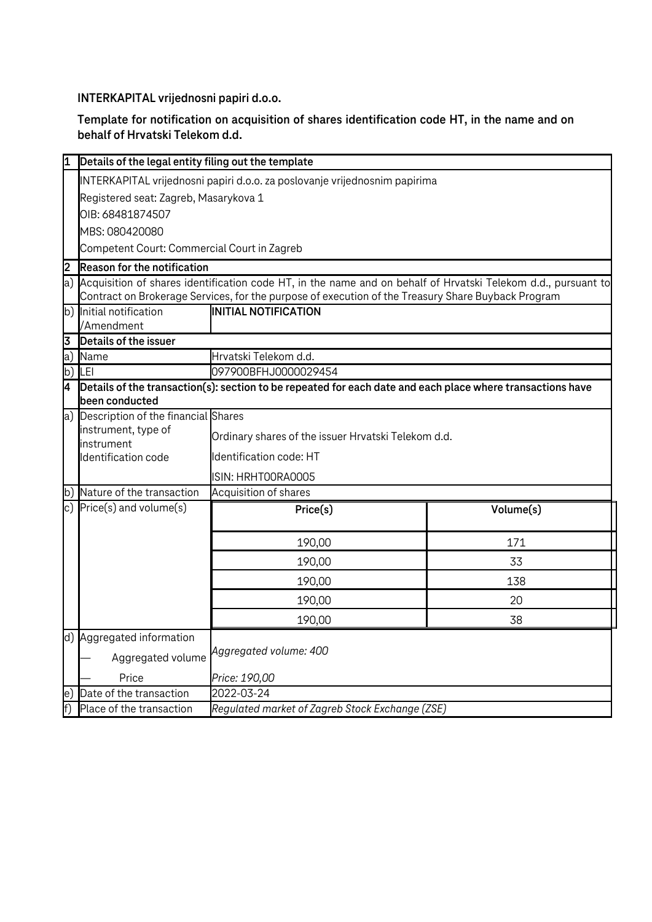**INTERKAPITAL vrijednosni papiri d.o.o.**

**Template for notification on acquisition of shares identification code HT, in the name and on behalf of Hrvatski Telekom d.d.**

| | | | |
|---|---|---|---|
| **1** | **Details of the legal entity filing out the template** | | |
| | INTERKAPITAL vrijednosni papiri d.o.o. za poslovanje vrijednosnim papirima<br>Registered seat: Zagreb, Masarykova 1<br>OIB: 68481874507<br>MBS: 080420080<br>Competent Court: Commercial Court in Zagreb | | |
| **2** | **Reason for the notification** | | |
| a) | Acquisition of shares identification code HT, in the name and on behalf of Hrvatski Telekom d.d., pursuant to Contract on Brokerage Services, for the purpose of execution of the Treasury Share Buyback Program | | |
| b) | Initial notification /Amendment | **INITIAL NOTIFICATION** | |
| **3** | **Details of the issuer** | | |
| a) | Name | Hrvatski Telekom d.d. | |
| b) | LEI | 097900BFHJ0000029454 | |
| **4** | **Details of the transaction(s): section to be repeated for each date and each place where transactions have been conducted** | | |
| a) | Description of the financial instrument, type of instrument<br>Identification code | Shares<br>Ordinary shares of the issuer Hrvatski Telekom d.d.<br>Identification code: HT<br>ISIN: HRHT00RA0005 | |
| b) | Nature of the transaction | Acquisition of shares | |
| c) | Price(s) and volume(s) | **Price(s)** | **Volume(s)** |
| | | 190,00 | 171 |
| | | 190,00 | 33 |
| | | 190,00 | 138 |
| | | 190,00 | 20 |
| | | 190,00 | 38 |
| d) | Aggregated information<br>— Aggregated volume<br>— Price | *Aggregated volume: 400*<br>*Price: 190,00* | |
| e) | Date of the transaction | 2022-03-24 | |
| f) | Place of the transaction | *Regulated market of Zagreb Stock Exchange (ZSE)* | |